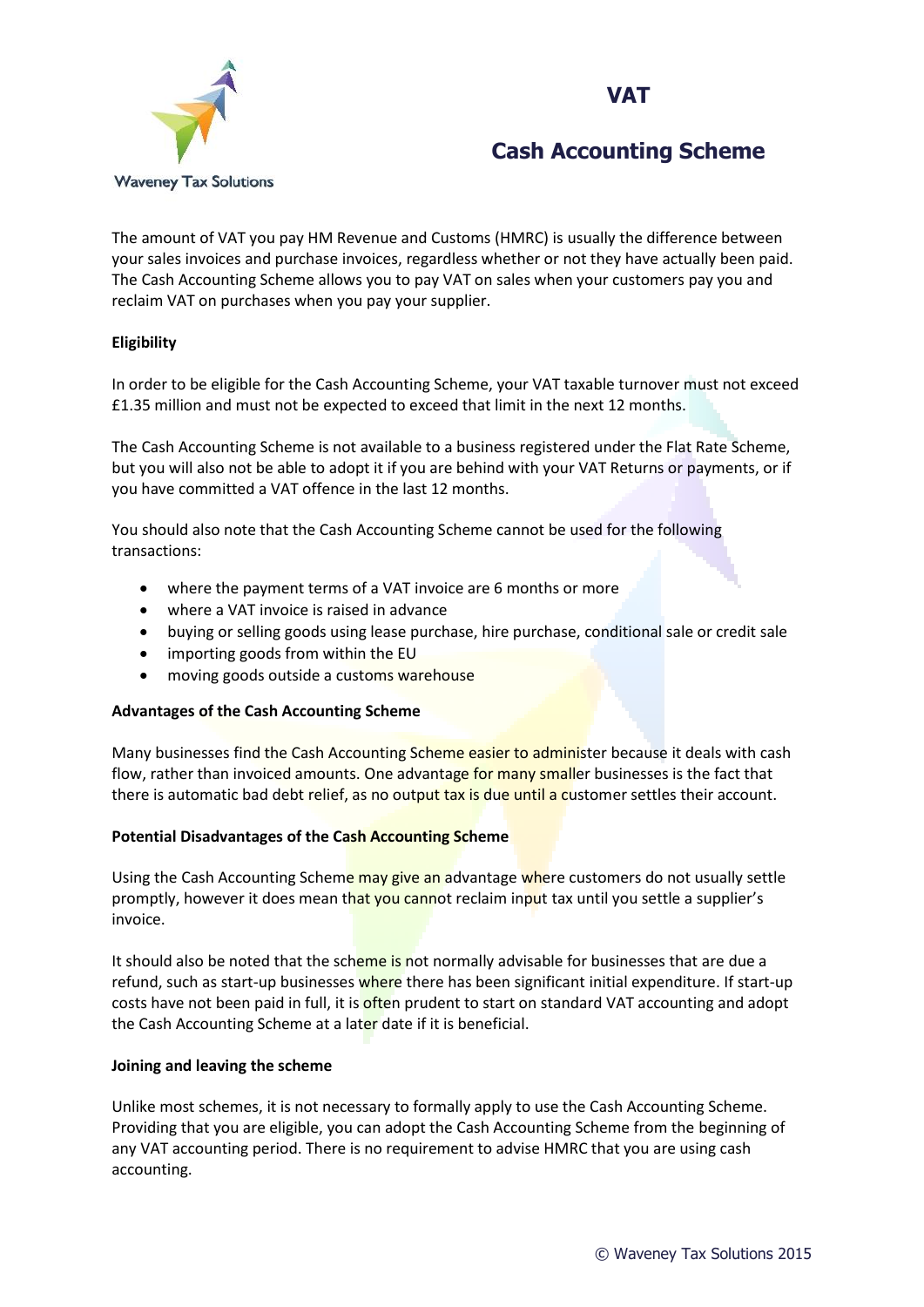Waveney Tax Solutions

# VAT

## Cash Accounting Scheme

The amount of VAT you pay HM Revenue and Customs (HMRC) is usually the difference between your sales invoices and purchase invoices, regardless whether or not they have actually been paid. The Cash Accounting Scheme allows you to pay VAT on sales when your customers pay you and reclaim VAT on purchases when you pay your supplier.

**Eligibility**

In order to be eligible for the Cash Accounting Scheme, your VAT taxable turnover must not exceed £1.35 million and must not be expected to exceed that limit in the next 12 months.

The Cash Accounting Scheme is not available to a business registered under the Flat Rate Scheme, but you will also not be able to adopt it if you are behind with your VAT Returns or payments, or if you have committed a VAT offence in the last 12 months.

You should also note that the Cash Accounting Scheme cannot be used for the following transactions:

- where the payment terms of a VAT invoice are 6 months or more
- where a VAT invoice is raised in advance
- buying or selling goods using lease purchase, hire purchase, conditional sale or credit sale
- importing goods from within the EU
- moving goods outside a customs warehouse

**Advantages of the Cash Accounting Scheme**

Many businesses find the Cash Accounting Scheme easier to administer because it deals with cash flow, rather than invoiced amounts. One advantage for many smaller businesses is the fact that there is automatic bad debt relief, as no output tax is due until a customer settles their account.

**Potential Disadvantages of the Cash Accounting Scheme**

Using the Cash Accounting Scheme may give an advantage where customers do not usually settle promptly, however it does mean that you cannot reclaim input tax until you settle a supplier's invoice.

It should also be noted that the scheme is not normally advisable for businesses that are due a refund, such as start-up businesses where there has been significant initial expenditure. If start-up costs have not been paid in full, it is often prudent to start on standard VAT accounting and adopt the Cash Accounting Scheme at a later date if it is beneficial.

**Joining and leaving the scheme**

Unlike most schemes, it is not necessary to formally apply to use the Cash Accounting Scheme. Providing that you are eligible, you can adopt the Cash Accounting Scheme from the beginning of any VAT accounting period. There is no requirement to advise HMRC that you are using cash accounting.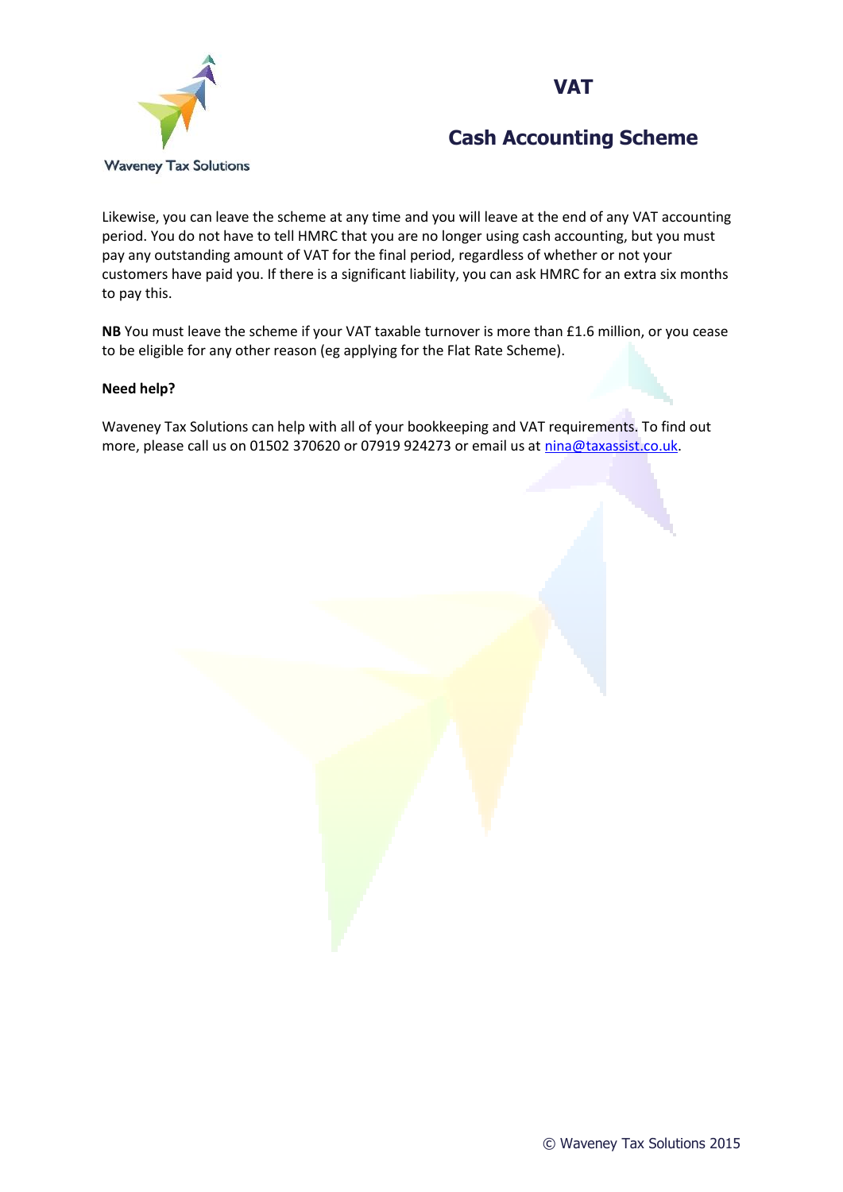Likewise, you can leave the scheme at any time and you will leave at the end of any VAT accounting period. You do not have to tell HMRC that you are no longer using cash accounting, but you must pay any outstanding amount of VAT for the final period, regardless of whether or not your customers have paid you. If there is a significant liability, you can ask HMRC for an extra six months to pay this.

**NB** You must leave the scheme if your VAT taxable turnover is more than £1.6 million, or you cease to be eligible for any other reason (eg applying for the Flat Rate Scheme).

**Need help?**

Waveney Tax Solutions can help with all of your bookkeeping and VAT requirements. To find out more, please call us on 01502 370620 or 07919 924273 or email us at nina@taxassist.co.uk.

© Waveney Tax Solutions 2015